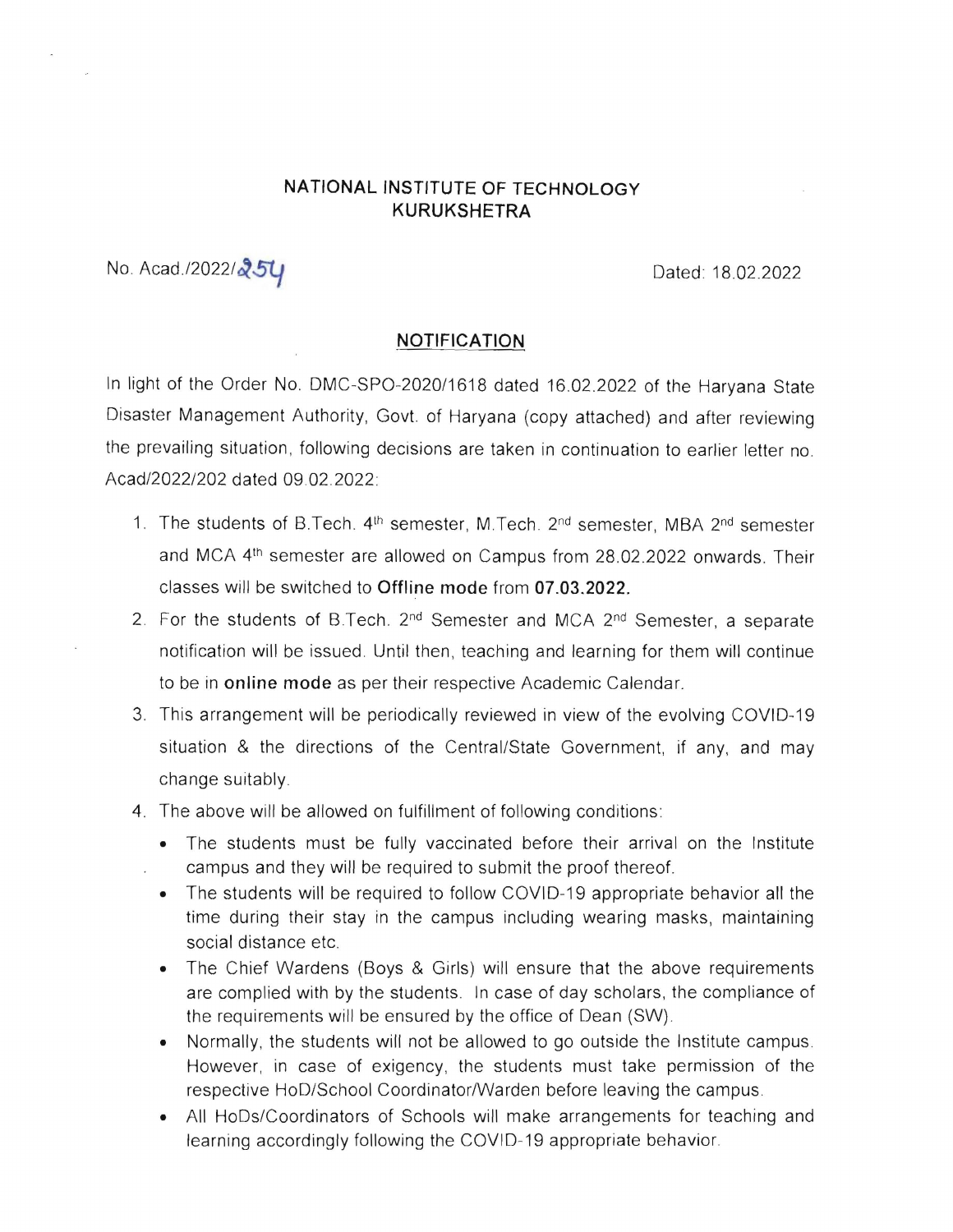**NATIONAL INSTITUTE OF TECHNOLOGY**
**KURUKSHETRA**

No. Acad./2022/254 Dated: 18.02.2022

## NOTIFICATION

In light of the Order No. DMC-SPO-2020/1618 dated 16.02.2022 of the Haryana State Disaster Management Authority, Govt. of Haryana (copy attached) and after reviewing the prevailing situation, following decisions are taken in continuation to earlier letter no. Acad/2022/202 dated 09.02.2022:

1. The students of B.Tech. 4th semester, M.Tech. 2nd semester, MBA 2nd semester and MCA 4th semester are allowed on Campus from 28.02.2022 onwards. Their classes will be switched to **Offline mode** from **07.03.2022.**
2. For the students of B.Tech. 2nd Semester and MCA 2nd Semester, a separate notification will be issued. Until then, teaching and learning for them will continue to be in **online mode** as per their respective Academic Calendar.
3. This arrangement will be periodically reviewed in view of the evolving COVID-19 situation & the directions of the Central/State Government, if any, and may change suitably.
4. The above will be allowed on fulfillment of following conditions:
   - The students must be fully vaccinated before their arrival on the Institute campus and they will be required to submit the proof thereof.
   - The students will be required to follow COVID-19 appropriate behavior all the time during their stay in the campus including wearing masks, maintaining social distance etc.
   - The Chief Wardens (Boys & Girls) will ensure that the above requirements are complied with by the students. In case of day scholars, the compliance of the requirements will be ensured by the office of Dean (SW).
   - Normally, the students will not be allowed to go outside the Institute campus. However, in case of exigency, the students must take permission of the respective HoD/School Coordinator/Warden before leaving the campus.
   - All HoDs/Coordinators of Schools will make arrangements for teaching and learning accordingly following the COVID-19 appropriate behavior.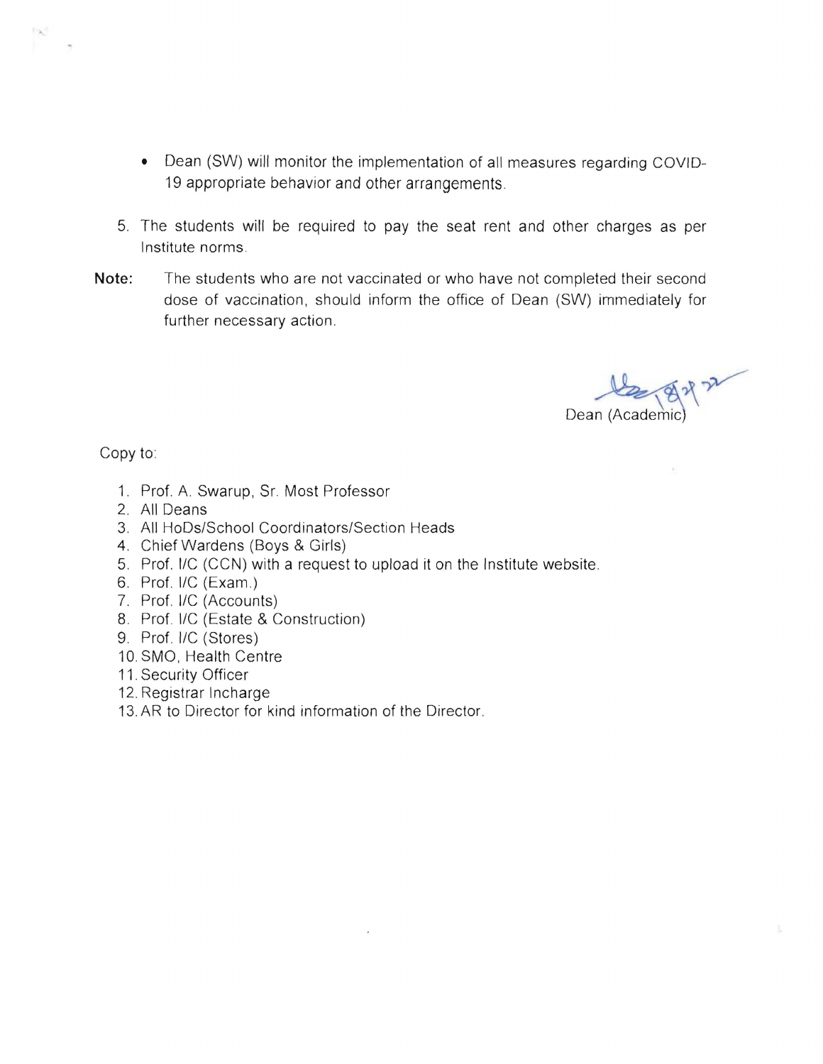- Dean (SW) will monitor the implementation of all measures regarding COVID-19 appropriate behavior and other arrangements.

5. The students will be required to pay the seat rent and other charges as per Institute norms.

**Note:** The students who are not vaccinated or who have not completed their second dose of vaccination, should inform the office of Dean (SW) immediately for further necessary action.

Dean (Academic)

Copy to:

1. Prof. A. Swarup, Sr. Most Professor
2. All Deans
3. All HoDs/School Coordinators/Section Heads
4. Chief Wardens (Boys & Girls)
5. Prof. I/C (CCN) with a request to upload it on the Institute website.
6. Prof. I/C (Exam.)
7. Prof. I/C (Accounts)
8. Prof. I/C (Estate & Construction)
9. Prof. I/C (Stores)
10. SMO, Health Centre
11. Security Officer
12. Registrar Incharge
13. AR to Director for kind information of the Director.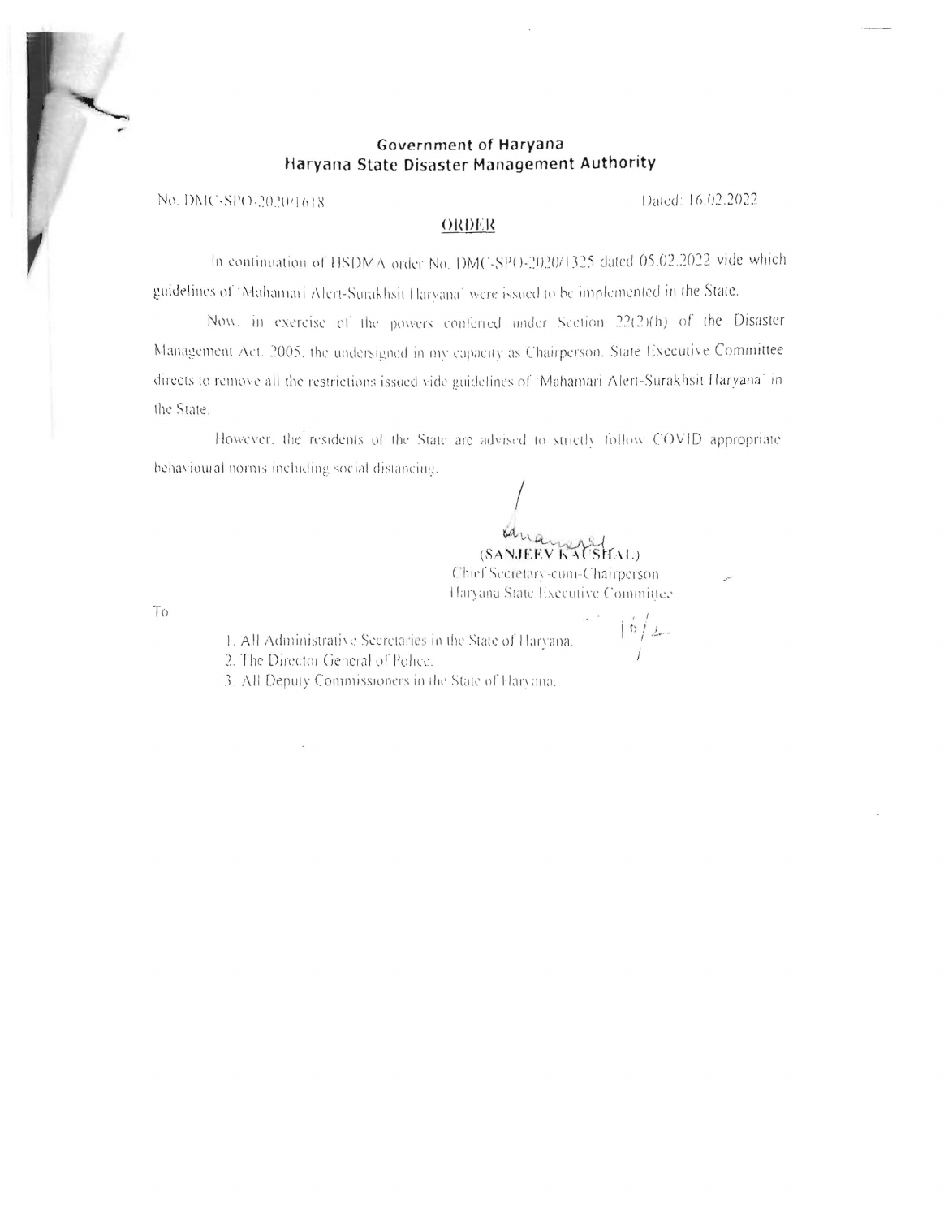**Government of Haryana**
**Haryana State Disaster Management Authority**

No. DMC-SPO-2020/1618 Dated: 16.02.2022

**ORDER**

In continuation of HSDMA order No. DMC-SPO-2020/1325 dated 05.02.2022 vide which guidelines of 'Mahamari Alert-Surakhsit Haryana' were issued to be implemented in the State.

Now, in exercise of the powers conferred under Section 22(2)(h) of the Disaster Management Act, 2005, the undersigned in my capacity as Chairperson, State Executive Committee directs to remove all the restrictions issued vide guidelines of 'Mahamari Alert-Surakhsit Haryana' in the State.

However, the residents of the State are advised to strictly follow COVID appropriate behavioural norms including social distancing.

(SANJEEV KAUSHAL)
Chief Secretary-cum-Chairperson
Haryana State Executive Committee

To

1. All Administrative Secretaries in the State of Haryana.
2. The Director General of Police.
3. All Deputy Commissioners in the State of Haryana.